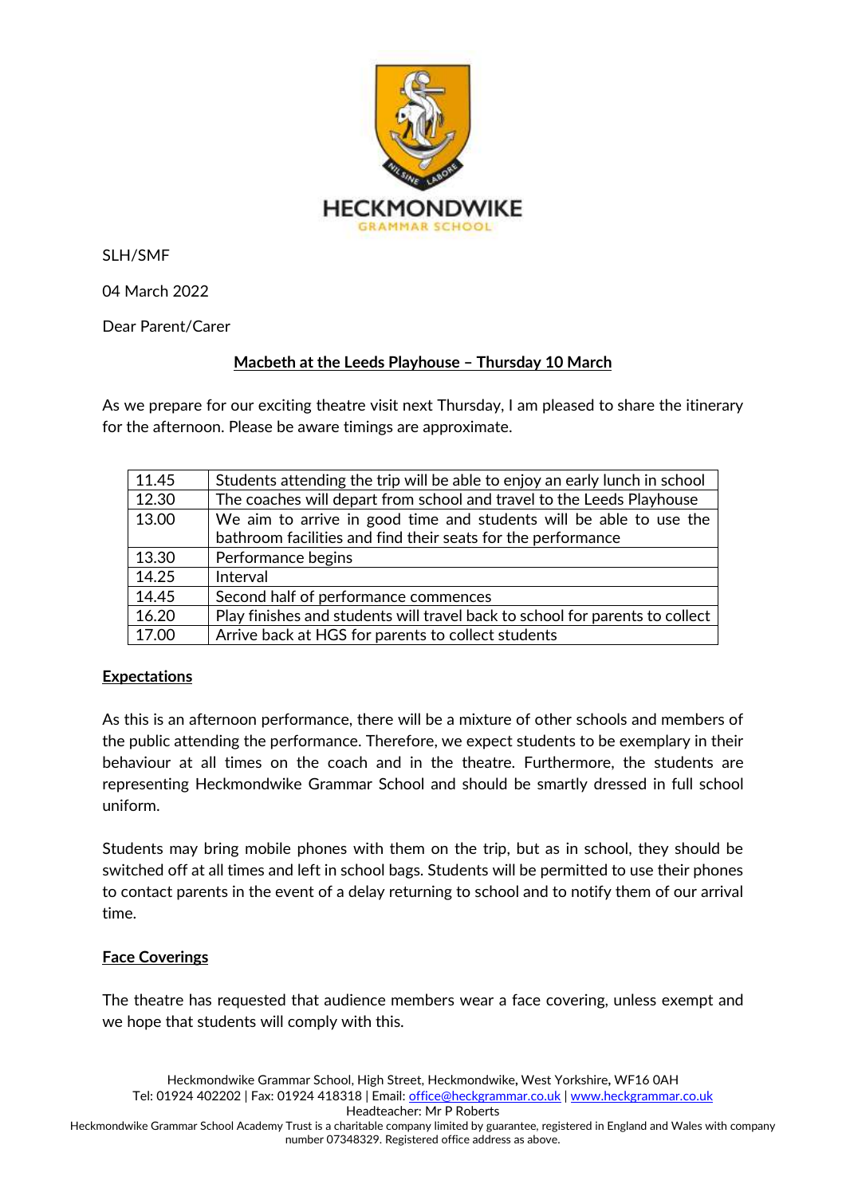HECKMONDWIKE
GRAMMAR SCHOOL

SLH/SMF

04 March 2022

Dear Parent/Carer

**Macbeth at the Leeds Playhouse – Thursday 10 March**

As we prepare for our exciting theatre visit next Thursday, I am pleased to share the itinerary for the afternoon. Please be aware timings are approximate.

| | |
|---|---|
| 11.45 | Students attending the trip will be able to enjoy an early lunch in school |
| 12.30 | The coaches will depart from school and travel to the Leeds Playhouse |
| 13.00 | We aim to arrive in good time and students will be able to use the bathroom facilities and find their seats for the performance |
| 13.30 | Performance begins |
| 14.25 | Interval |
| 14.45 | Second half of performance commences |
| 16.20 | Play finishes and students will travel back to school for parents to collect |
| 17.00 | Arrive back at HGS for parents to collect students |

**Expectations**

As this is an afternoon performance, there will be a mixture of other schools and members of the public attending the performance. Therefore, we expect students to be exemplary in their behaviour at all times on the coach and in the theatre. Furthermore, the students are representing Heckmondwike Grammar School and should be smartly dressed in full school uniform.

Students may bring mobile phones with them on the trip, but as in school, they should be switched off at all times and left in school bags. Students will be permitted to use their phones to contact parents in the event of a delay returning to school and to notify them of our arrival time.

**Face Coverings**

The theatre has requested that audience members wear a face covering, unless exempt and we hope that students will comply with this.

Heckmondwike Grammar School, High Street, Heckmondwike, West Yorkshire, WF16 0AH
Tel: 01924 402202 | Fax: 01924 418318 | Email: office@heckgrammar.co.uk | www.heckgrammar.co.uk
Headteacher: Mr P Roberts
Heckmondwike Grammar School Academy Trust is a charitable company limited by guarantee, registered in England and Wales with company number 07348329. Registered office address as above.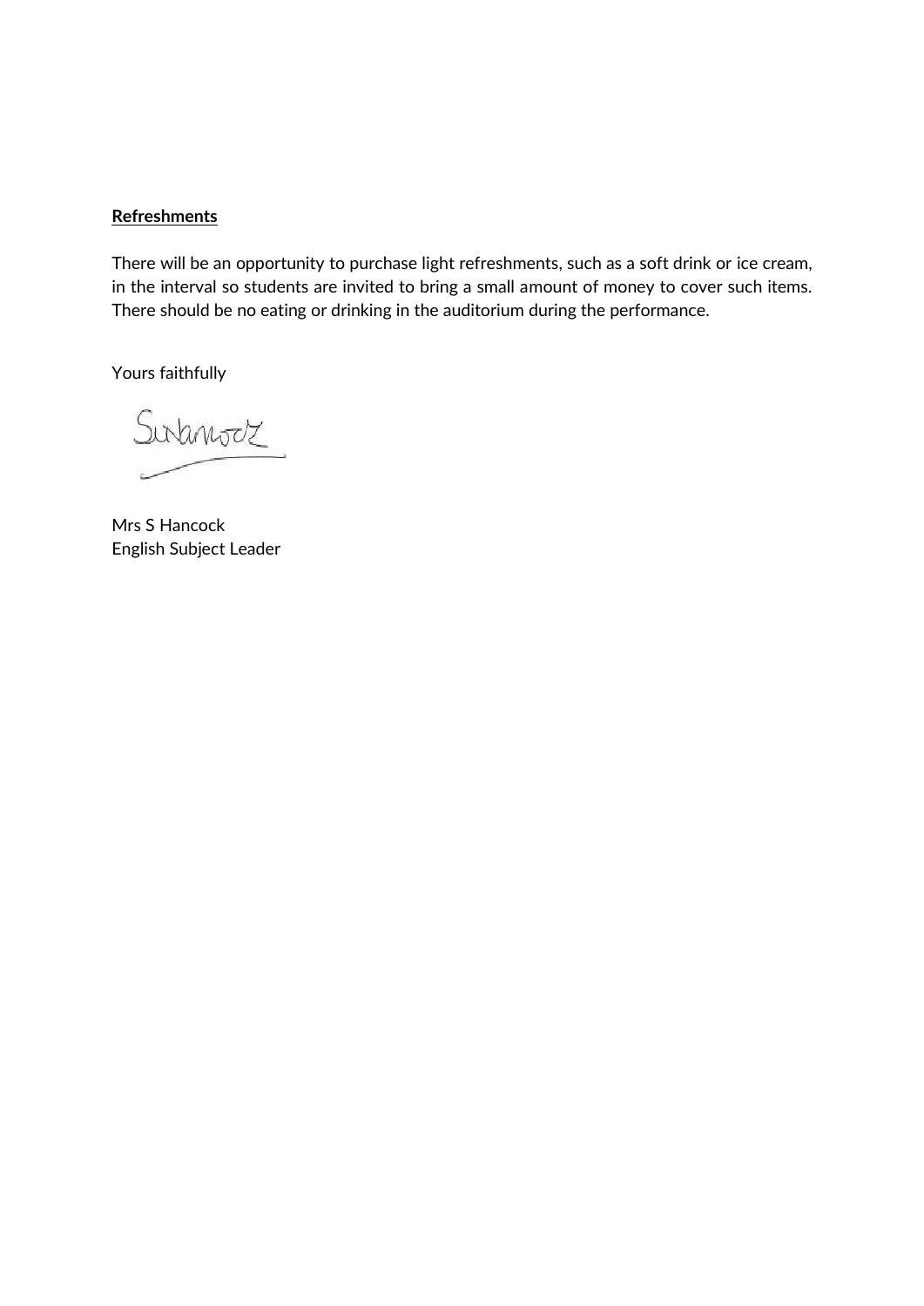**Refreshments**

There will be an opportunity to purchase light refreshments, such as a soft drink or ice cream, in the interval so students are invited to bring a small amount of money to cover such items. There should be no eating or drinking in the auditorium during the performance.

Yours faithfully

Mrs S Hancock
English Subject Leader